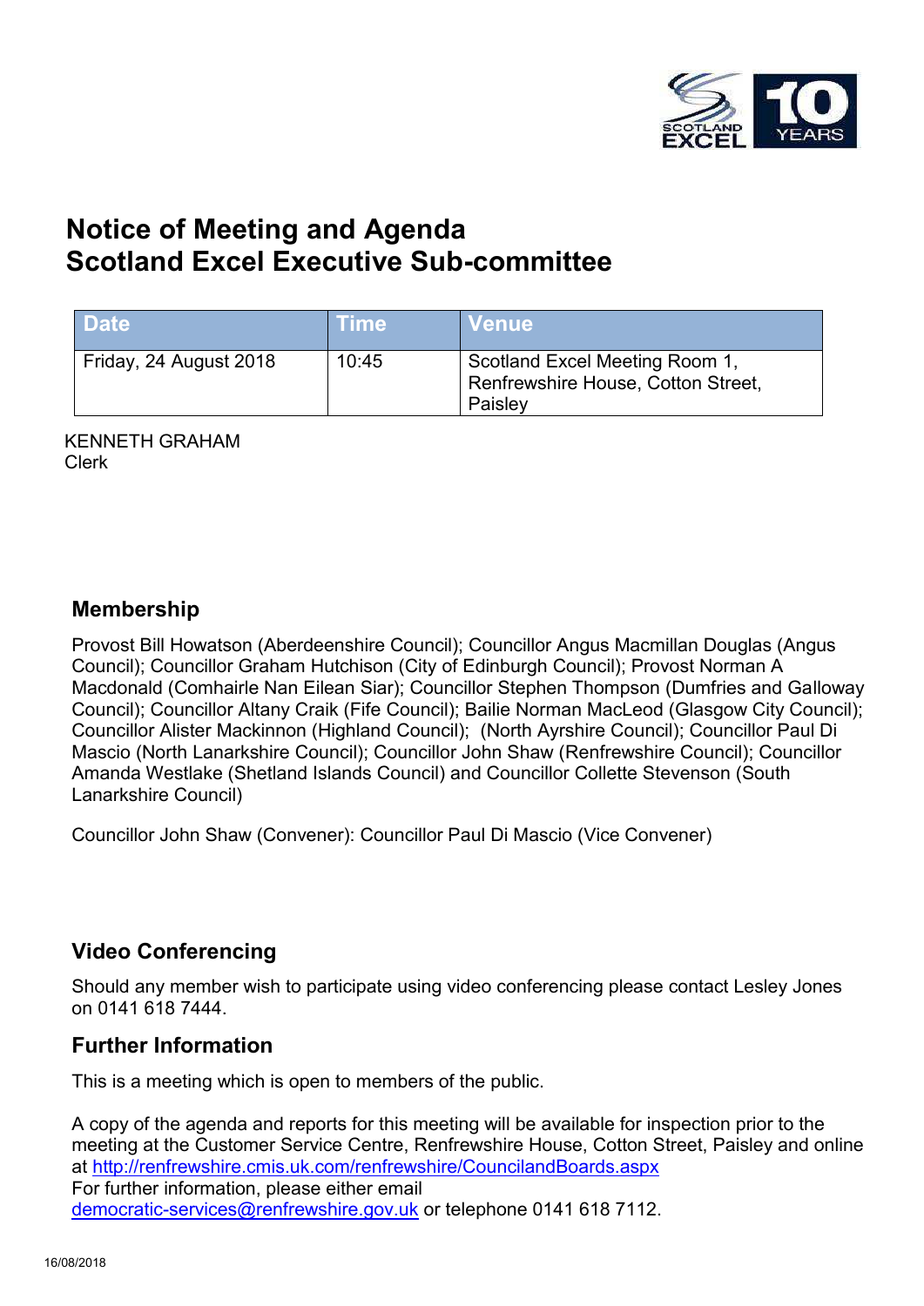# Notice of Meeting and Agenda
# Scotland Excel Executive Sub-committee

| Date | Time | Venue |
| --- | --- | --- |
| Friday, 24 August 2018 | 10:45 | Scotland Excel Meeting Room 1, Renfrewshire House, Cotton Street, Paisley |

KENNETH GRAHAM
Clerk

## Membership

Provost Bill Howatson (Aberdeenshire Council); Councillor Angus Macmillan Douglas (Angus Council); Councillor Graham Hutchison (City of Edinburgh Council); Provost Norman A Macdonald (Comhairle Nan Eilean Siar); Councillor Stephen Thompson (Dumfries and Galloway Council); Councillor Altany Craik (Fife Council); Bailie Norman MacLeod (Glasgow City Council); Councillor Alister Mackinnon (Highland Council); (North Ayrshire Council); Councillor Paul Di Mascio (North Lanarkshire Council); Councillor John Shaw (Renfrewshire Council); Councillor Amanda Westlake (Shetland Islands Council) and Councillor Collette Stevenson (South Lanarkshire Council)

Councillor John Shaw (Convener): Councillor Paul Di Mascio (Vice Convener)

## Video Conferencing

Should any member wish to participate using video conferencing please contact Lesley Jones on 0141 618 7444.

## Further Information

This is a meeting which is open to members of the public.

A copy of the agenda and reports for this meeting will be available for inspection prior to the meeting at the Customer Service Centre, Renfrewshire House, Cotton Street, Paisley and online at http://renfrewshire.cmis.uk.com/renfrewshire/CouncilandBoards.aspx
For further information, please either email democratic-services@renfrewshire.gov.uk or telephone 0141 618 7112.

16/08/2018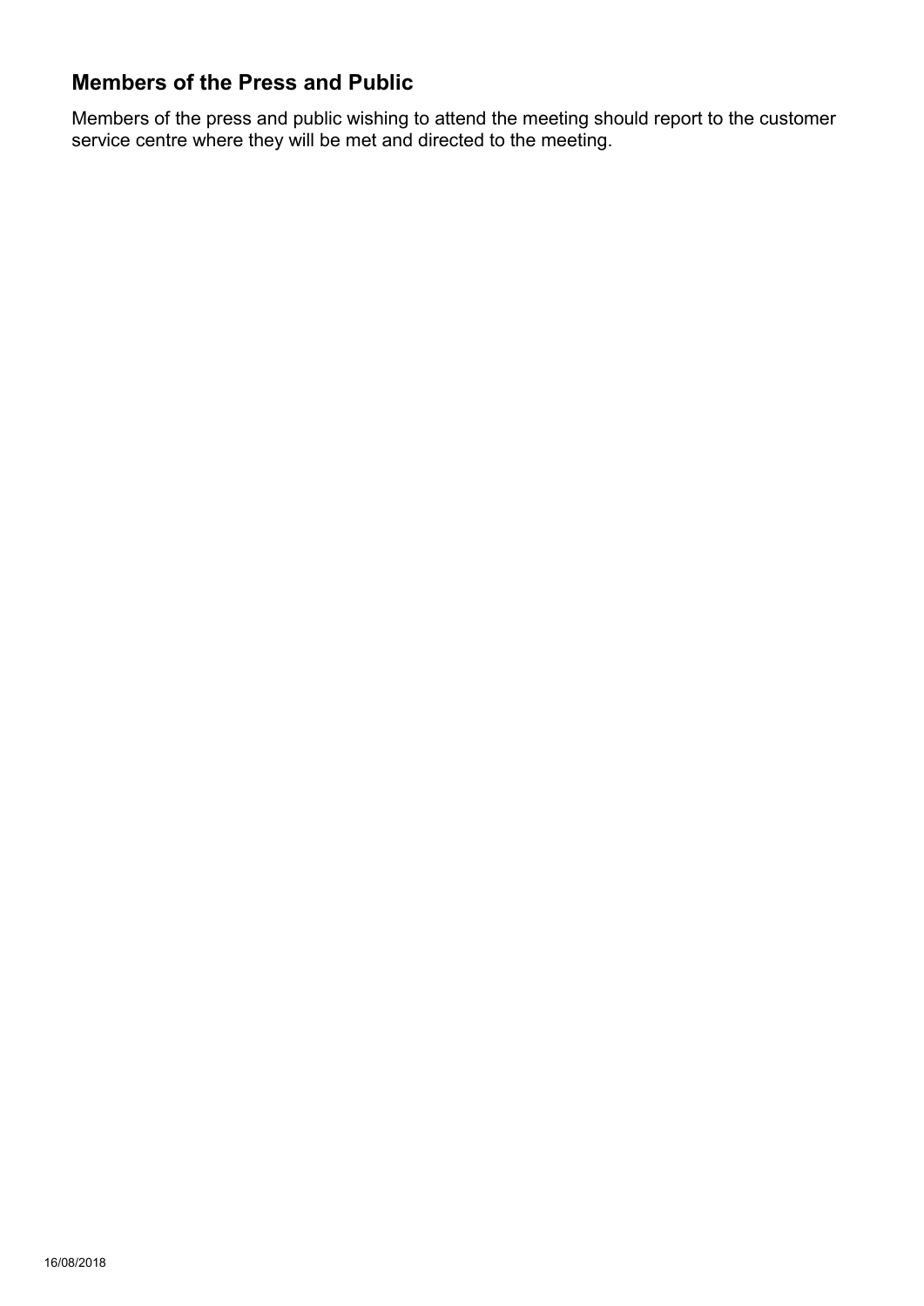## Members of the Press and Public

Members of the press and public wishing to attend the meeting should report to the customer service centre where they will be met and directed to the meeting.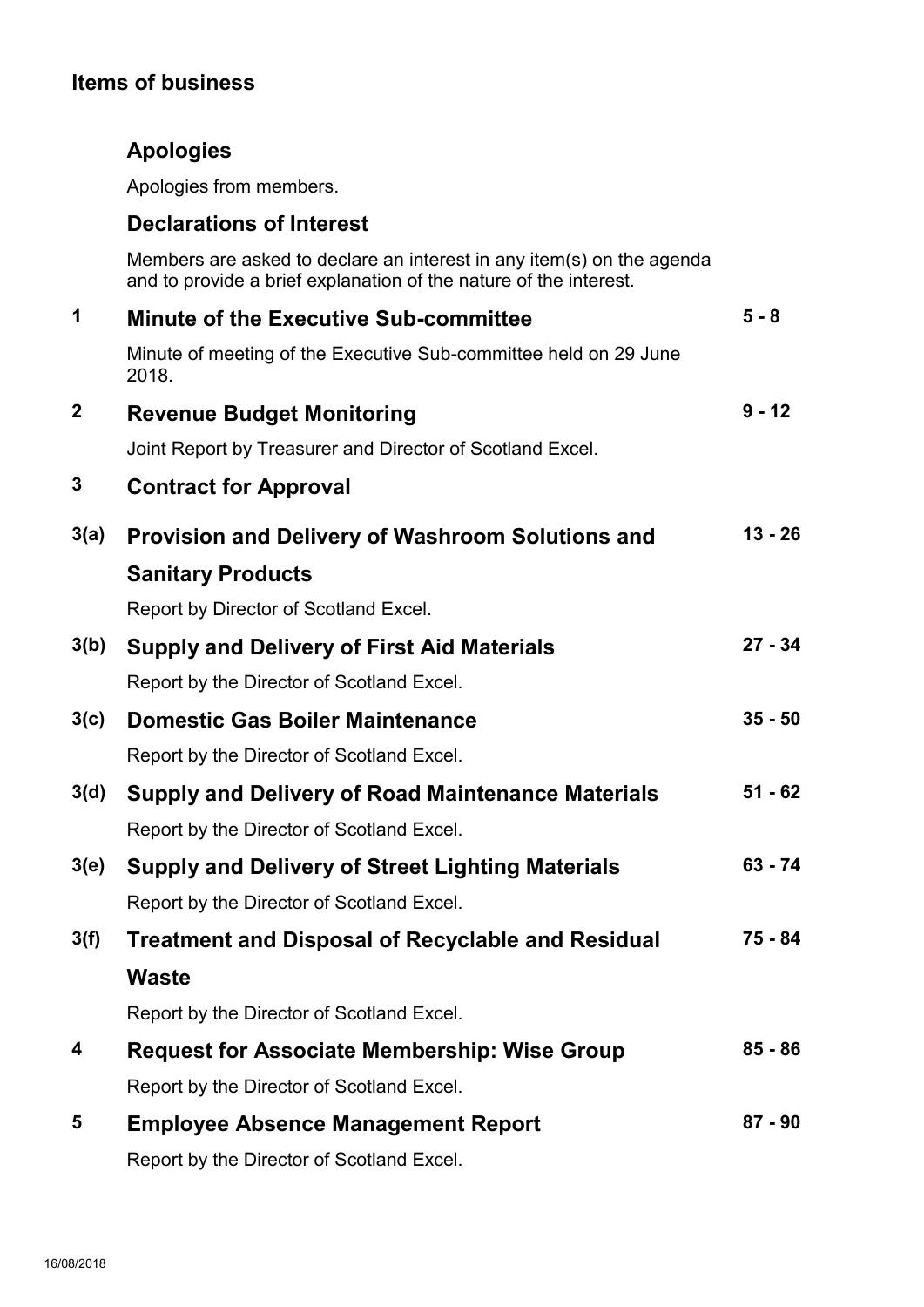## Items of business

### Apologies

Apologies from members.

### Declarations of Interest

Members are asked to declare an interest in any item(s) on the agenda and to provide a brief explanation of the nature of the interest.

| | | |
|---|---|---|
| **1** | **Minute of the Executive Sub-committee**<br>Minute of meeting of the Executive Sub-committee held on 29 June 2018. | **5 - 8** |
| **2** | **Revenue Budget Monitoring**<br>Joint Report by Treasurer and Director of Scotland Excel. | **9 - 12** |
| **3** | **Contract for Approval** | |
| **3(a)** | **Provision and Delivery of Washroom Solutions and Sanitary Products**<br>Report by Director of Scotland Excel. | **13 - 26** |
| **3(b)** | **Supply and Delivery of First Aid Materials**<br>Report by the Director of Scotland Excel. | **27 - 34** |
| **3(c)** | **Domestic Gas Boiler Maintenance**<br>Report by the Director of Scotland Excel. | **35 - 50** |
| **3(d)** | **Supply and Delivery of Road Maintenance Materials**<br>Report by the Director of Scotland Excel. | **51 - 62** |
| **3(e)** | **Supply and Delivery of Street Lighting Materials**<br>Report by the Director of Scotland Excel. | **63 - 74** |
| **3(f)** | **Treatment and Disposal of Recyclable and Residual Waste**<br>Report by the Director of Scotland Excel. | **75 - 84** |
| **4** | **Request for Associate Membership: Wise Group**<br>Report by the Director of Scotland Excel. | **85 - 86** |
| **5** | **Employee Absence Management Report**<br>Report by the Director of Scotland Excel. | **87 - 90** |

16/08/2018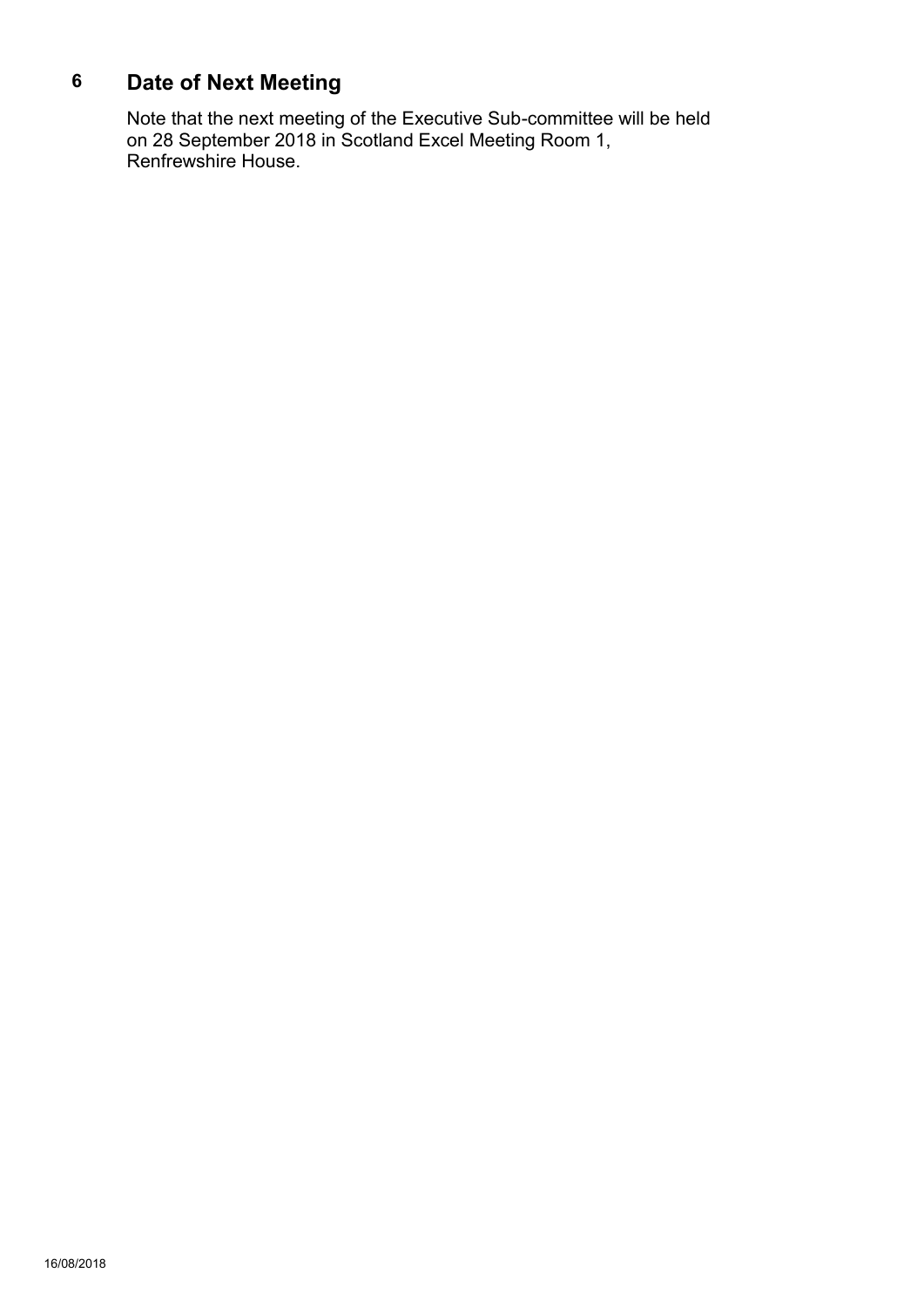## 6 Date of Next Meeting

Note that the next meeting of the Executive Sub-committee will be held on 28 September 2018 in Scotland Excel Meeting Room 1, Renfrewshire House.